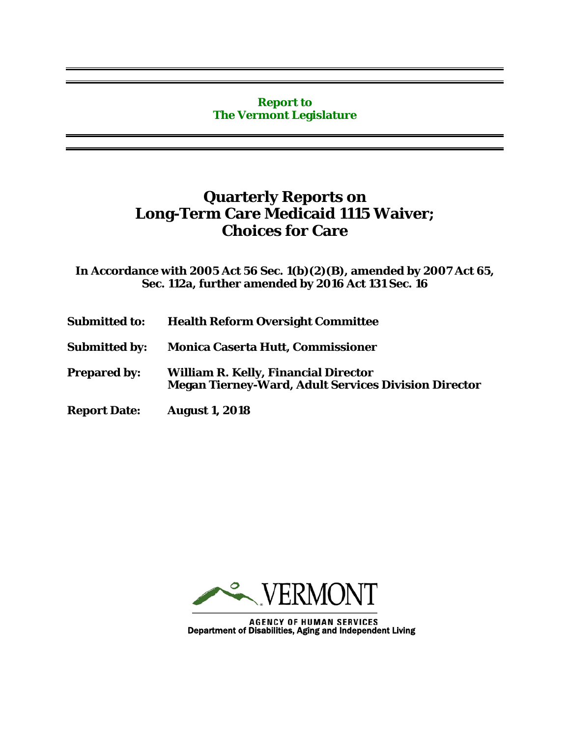**Report to**
**The Vermont Legislature**

# Quarterly Reports on Long-Term Care Medicaid 1115 Waiver; Choices for Care

**In Accordance with 2005 Act 56 Sec. 1(b)(2)(B), amended by 2007 Act 65, Sec. 112a, further amended by 2016 Act 131 Sec. 16**

**Submitted to:** **Health Reform Oversight Committee**

**Submitted by:** **Monica Caserta Hutt, Commissioner**

**Prepared by:** **William R. Kelly, Financial Director**
**Megan Tierney-Ward, Adult Services Division Director**

**Report Date:** **August 1, 2018**

VERMONT

AGENCY OF HUMAN SERVICES
Department of Disabilities, Aging and Independent Living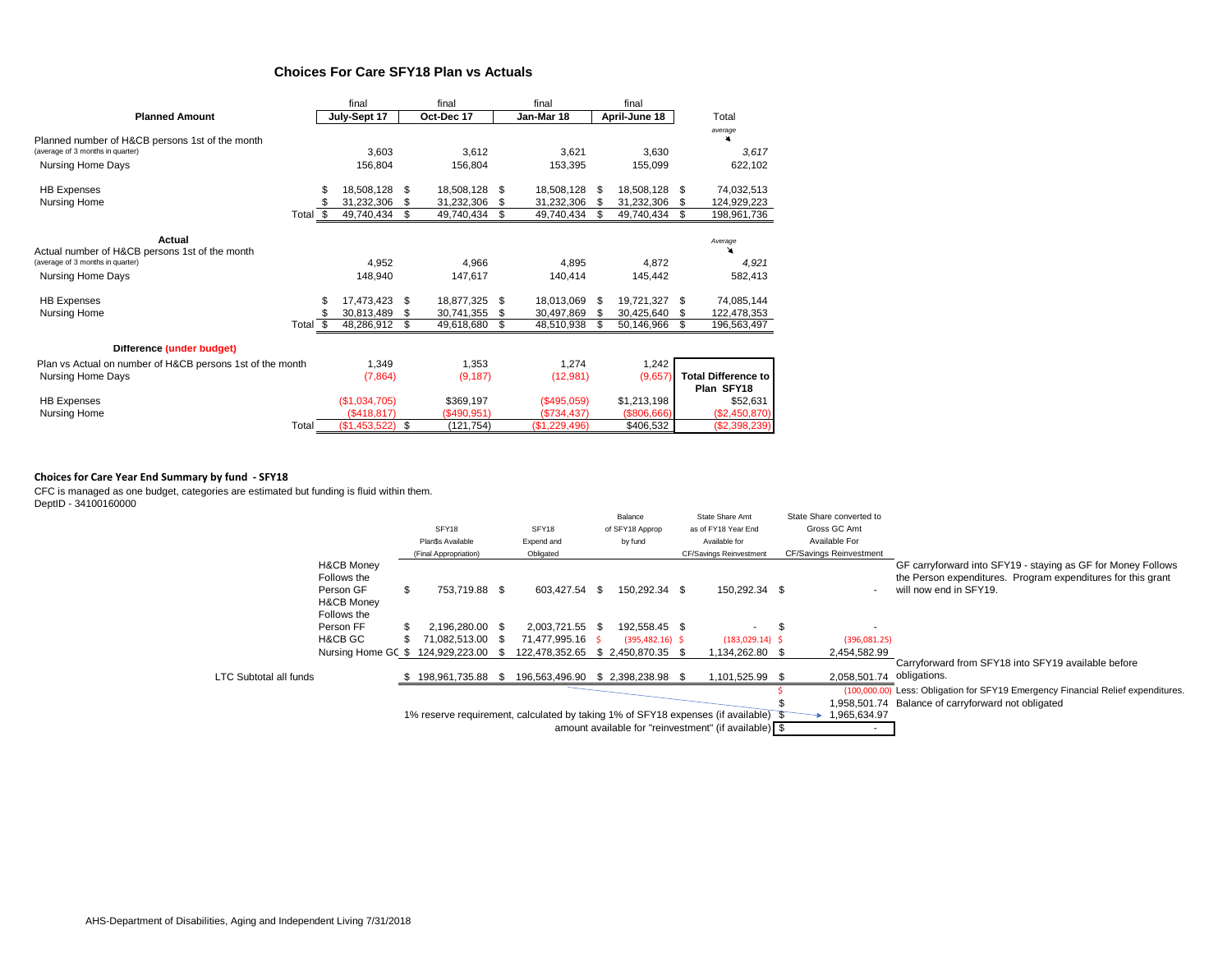## Choices For Care SFY18 Plan vs Actuals

| Planned Amount | final July-Sept 17 | final Oct-Dec 17 | final Jan-Mar 18 | final April-June 18 | Total |
|---|---|---|---|---|---|
| Planned number of H&CB persons 1st of the month (average of 3 months in quarter) | 3,603 | 3,612 | 3,621 | 3,630 | *average* *3,617* |
| Nursing Home Days | 156,804 | 156,804 | 153,395 | 155,099 | 622,102 |
| HB Expenses | $ 18,508,128 | $ 18,508,128 | $ 18,508,128 | $ 18,508,128 | $ 74,032,513 |
| Nursing Home | $ 31,232,306 | $ 31,232,306 | $ 31,232,306 | $ 31,232,306 | $ 124,929,223 |
| Total | $ 49,740,434 | $ 49,740,434 | $ 49,740,434 | $ 49,740,434 | $ 198,961,736 |
| **Actual** | | | | | |
| Actual number of H&CB persons 1st of the month (average of 3 months in quarter) | 4,952 | 4,966 | 4,895 | 4,872 | *Average* *4,921* |
| Nursing Home Days | 148,940 | 147,617 | 140,414 | 145,442 | 582,413 |
| HB Expenses | $ 17,473,423 | $ 18,877,325 | $ 18,013,069 | $ 19,721,327 | $ 74,085,144 |
| Nursing Home | $ 30,813,489 | $ 30,741,355 | $ 30,497,869 | $ 30,425,640 | $ 122,478,353 |
| Total | $ 48,286,912 | $ 49,618,680 | $ 48,510,938 | $ 50,146,966 | $ 196,563,497 |
| **Difference (under budget)** | | | | | |
| Plan vs Actual on number of H&CB persons 1st of the month | 1,349 | 1,353 | 1,274 | 1,242 | **Total Difference to Plan SFY18** |
| Nursing Home Days | (7,864) | (9,187) | (12,981) | (9,657) | |
| HB Expenses | ($1,034,705) | $369,197 | ($495,059) | $1,213,198 | $52,631 |
| Nursing Home | ($418,817) | ($490,951) | ($734,437) | ($806,666) | ($2,450,870) |
| Total | ($1,453,522) | $ (121,754) | ($1,229,496) | $406,532 | ($2,398,239) |

**Choices for Care Year End Summary by fund - SFY18**

CFC is managed as one budget, categories are estimated but funding is fluid within them.
DeptID - 34100160000

| | SFY18 Plan$s Available (Final Appropriation) | SFY18 Expend and Obligated | Balance of SFY18 Approp by fund | State Share Amt as of FY18 Year End Available for CF/Savings Reinvestment | State Share converted to Gross GC Amt Available For CF/Savings Reinvestment | |
|---|---|---|---|---|---|---|
| H&CB Money Follows the Person GF | $ 753,719.88 | $ 603,427.54 | $ 150,292.34 | $ 150,292.34 | $ - | GF carryforward into SFY19 - staying as GF for Money Follows the Person expenditures. Program expenditures for this grant will now end in SFY19. |
| H&CB Money Follows the Person FF | $ 2,196,280.00 | $ 2,003,721.55 | $ 192,558.45 | $ - | $ - | |
| H&CB GC | $ 71,082,513.00 | $ 71,477,995.16 | $ (395,482.16) | $ (183,029.14) | $ (396,081.25) | |
| Nursing Home GC | $ 124,929,223.00 | $ 122,478,352.65 | $ 2,450,870.35 | $ 1,134,262.80 | $ 2,454,582.99 | |
| LTC Subtotal all funds | $ 198,961,735.88 | $ 196,563,496.90 | $ 2,398,238.98 | $ 1,101,525.99 | $ 2,058,501.74 | Carryforward from SFY18 into SFY19 available before obligations. |
| | | | | | $ (100,000.00) | Less: Obligation for SFY19 Emergency Financial Relief expenditures. |
| | | | | | $ 1,958,501.74 | Balance of carryforward not obligated |
| 1% reserve requirement, calculated by taking 1% of SFY18 expenses (if available) | | | | | $ 1,965,634.97 | |
| amount available for "reinvestment" (if available) | | | | | $ - | |